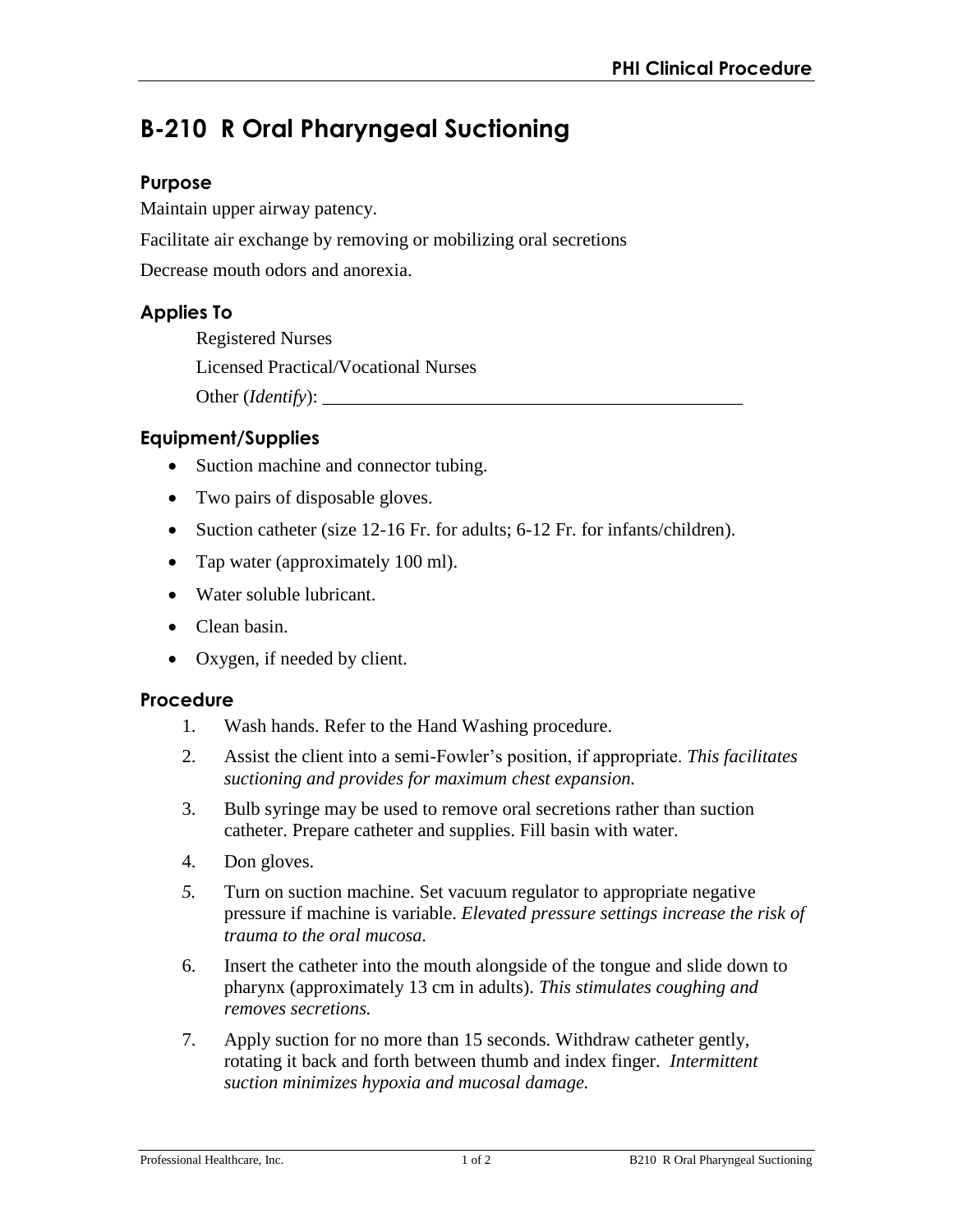# B-210 R Oral Pharyngeal Suctioning

## Purpose

Maintain upper airway patency.

Facilitate air exchange by removing or mobilizing oral secretions

Decrease mouth odors and anorexia.

## Applies To

Registered Nurses

Licensed Practical/Vocational Nurses

Other (*Identify*): _______________________________________________

## Equipment/Supplies

- Suction machine and connector tubing.
- Two pairs of disposable gloves.
- Suction catheter (size 12-16 Fr. for adults; 6-12 Fr. for infants/children).
- Tap water (approximately 100 ml).
- Water soluble lubricant.
- Clean basin.
- Oxygen, if needed by client.

## Procedure

1. Wash hands. Refer to the Hand Washing procedure.
2. Assist the client into a semi-Fowler's position, if appropriate. *This facilitates suctioning and provides for maximum chest expansion.*
3. Bulb syringe may be used to remove oral secretions rather than suction catheter. Prepare catheter and supplies. Fill basin with water.
4. Don gloves.
5. Turn on suction machine. Set vacuum regulator to appropriate negative pressure if machine is variable. *Elevated pressure settings increase the risk of trauma to the oral mucosa.*
6. Insert the catheter into the mouth alongside of the tongue and slide down to pharynx (approximately 13 cm in adults). *This stimulates coughing and removes secretions.*
7. Apply suction for no more than 15 seconds. Withdraw catheter gently, rotating it back and forth between thumb and index finger. *Intermittent suction minimizes hypoxia and mucosal damage.*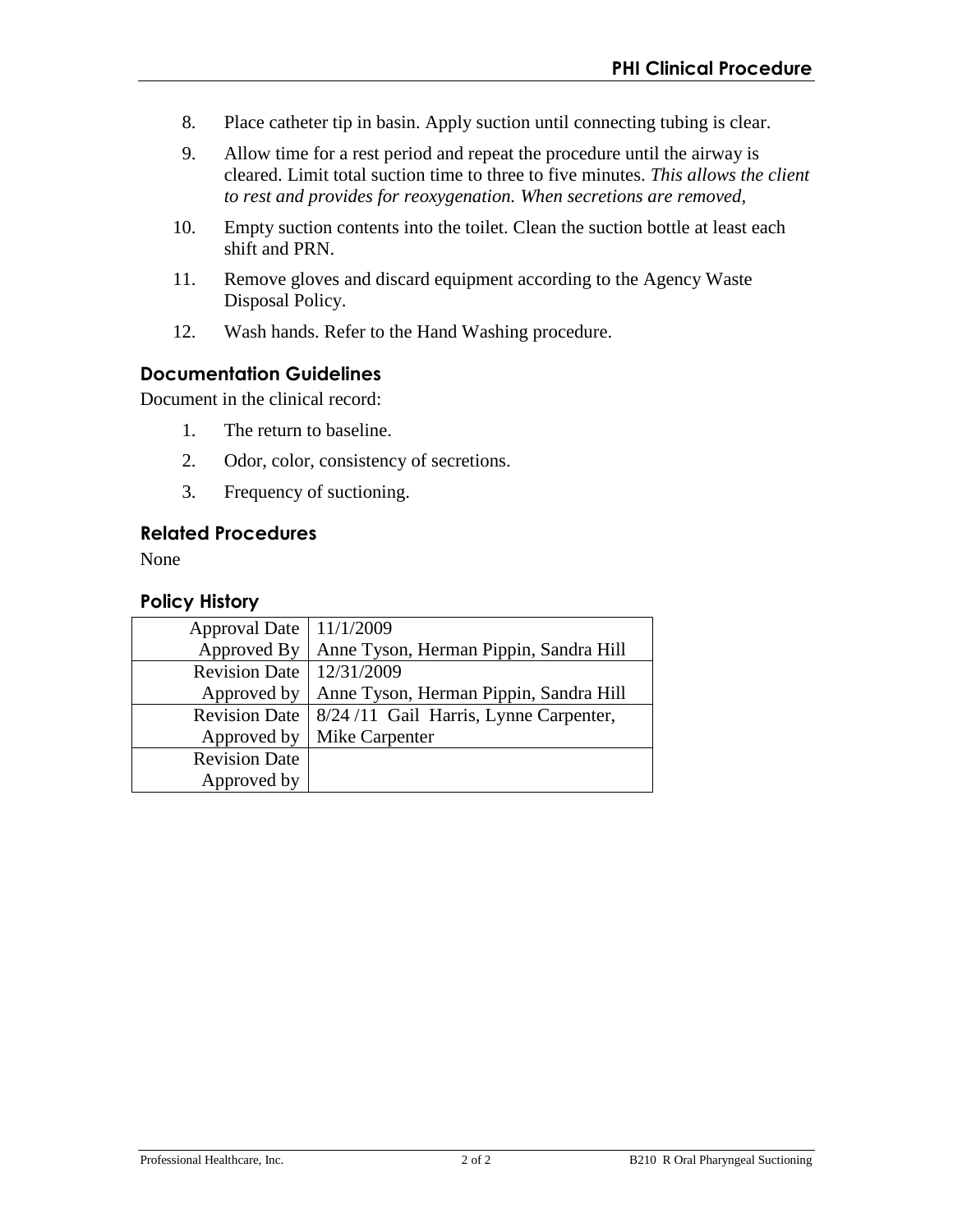8. Place catheter tip in basin. Apply suction until connecting tubing is clear.

9. Allow time for a rest period and repeat the procedure until the airway is cleared. Limit total suction time to three to five minutes. *This allows the client to rest and provides for reoxygenation. When secretions are removed,*

10. Empty suction contents into the toilet. Clean the suction bottle at least each shift and PRN.

11. Remove gloves and discard equipment according to the Agency Waste Disposal Policy.

12. Wash hands. Refer to the Hand Washing procedure.

## Documentation Guidelines

Document in the clinical record:

1. The return to baseline.
2. Odor, color, consistency of secretions.
3. Frequency of suctioning.

## Related Procedures

None

## Policy History

| | |
|---|---|
| Approval Date | 11/1/2009 |
| Approved By | Anne Tyson, Herman Pippin, Sandra Hill |
| Revision Date | 12/31/2009 |
| Approved by | Anne Tyson, Herman Pippin, Sandra Hill |
| Revision Date | 8/24 /11 Gail Harris, Lynne Carpenter, |
| Approved by | Mike Carpenter |
| Revision Date | |
| Approved by | |